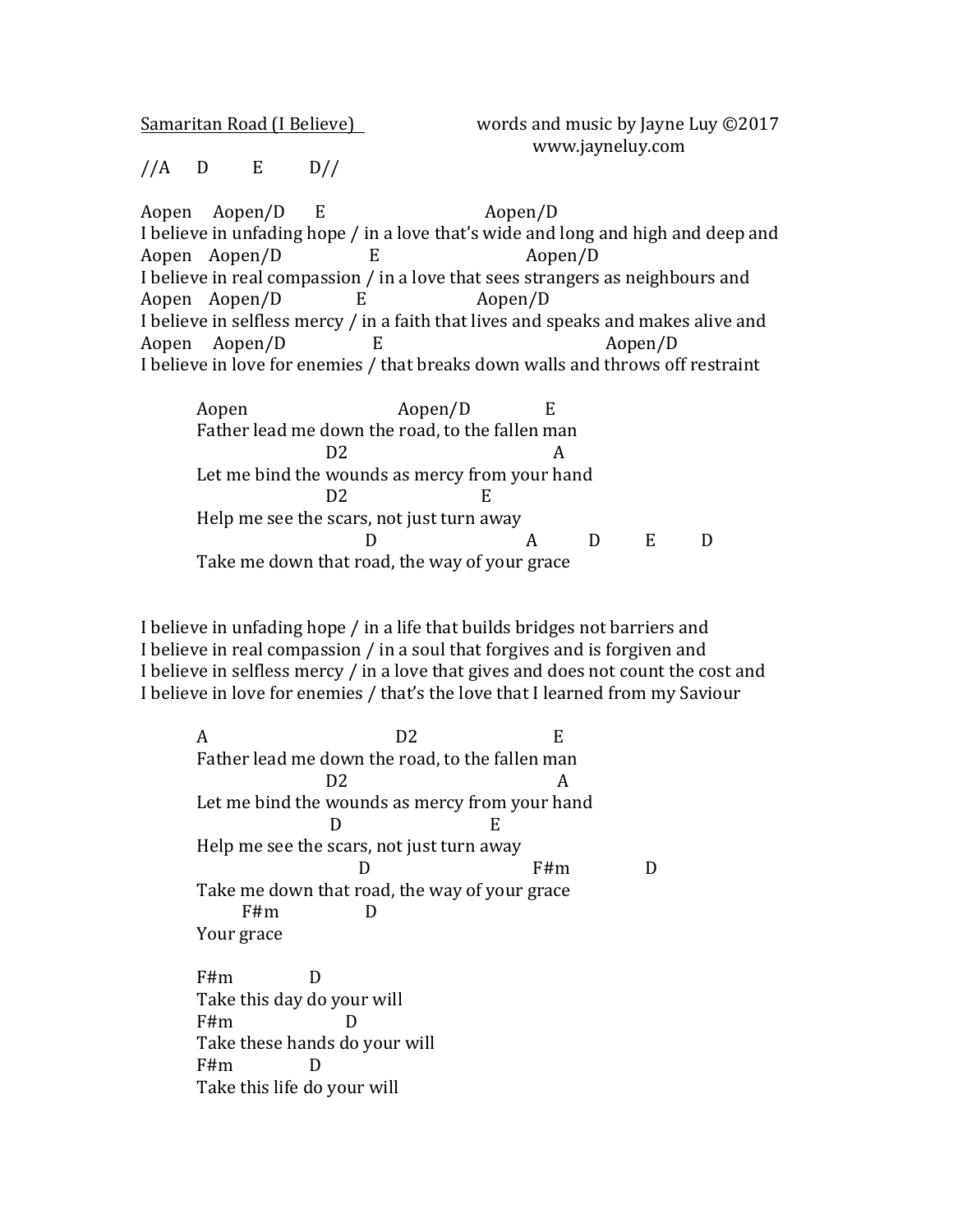Samaritan Road (I Believe) words and music by Jayne Luy ©2017
www.jayneluy.com

```
//A      D         E         D//

Aopen     Aopen/D      E                            Aopen/D
I believe in unfading hope / in a love that's wide and long and high and deep and
Aopen    Aopen/D               E                       Aopen/D
I believe in real compassion / in a love that sees strangers as neighbours and
Aopen    Aopen/D              E                    Aopen/D
I believe in selfless mercy / in a faith that lives and speaks and makes alive and
Aopen     Aopen/D                 E                                    Aopen/D
I believe in love for enemies / that breaks down walls and throws off restraint

        Aopen                           Aopen/D              E
        Father lead me down the road, to the fallen man
                          D2                                  A
        Let me bind the wounds as mercy from your hand
                          D2                      E
        Help me see the scars, not just turn away
                                 D                          A          D         E         D
        Take me down that road, the way of your grace


I believe in unfading hope / in a life that builds bridges not barriers and
I believe in real compassion / in a soul that forgives and is forgiven and
I believe in selfless mercy / in a love that gives and does not count the cost and
I believe in love for enemies / that's the love that I learned from my Saviour

        A                              D2                       E
        Father lead me down the road, to the fallen man
                          D2                                  A
        Let me bind the wounds as mercy from your hand
                           D                      E
        Help me see the scars, not just turn away
                                D                          F#m              D
        Take me down that road, the way of your grace
               F#m                D
        Your grace

        F#m              D
        Take this day do your will
        F#m                  D
        Take these hands do your will
        F#m              D
        Take this life do your will
```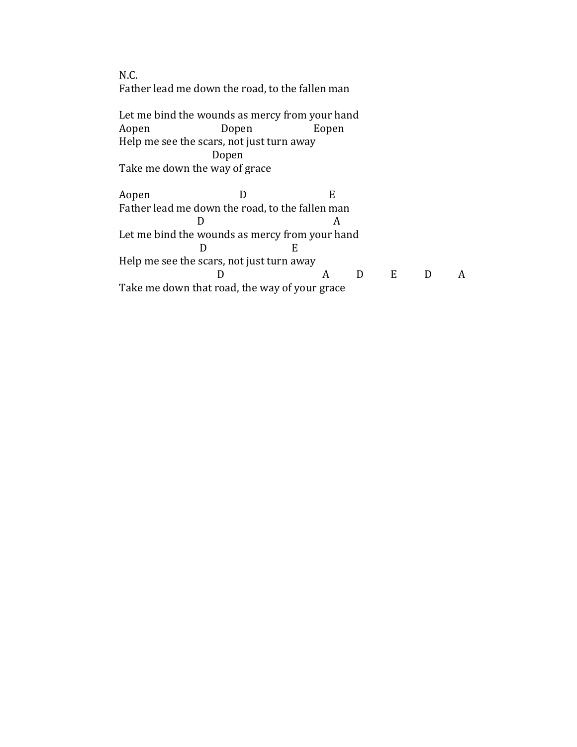```
N.C.
Father lead me down the road, to the fallen man

Let me bind the wounds as mercy from your hand
Aopen                   Dopen               Eopen
Help me see the scars, not just turn away
                       Dopen
Take me down the way of grace

Aopen                        D                        E
Father lead me down the road, to the fallen man
                     D                                  A
Let me bind the wounds as mercy from your hand
                      D                        E
Help me see the scars, not just turn away
                           D                           A        D        E        D        A
Take me down that road, the way of your grace
```